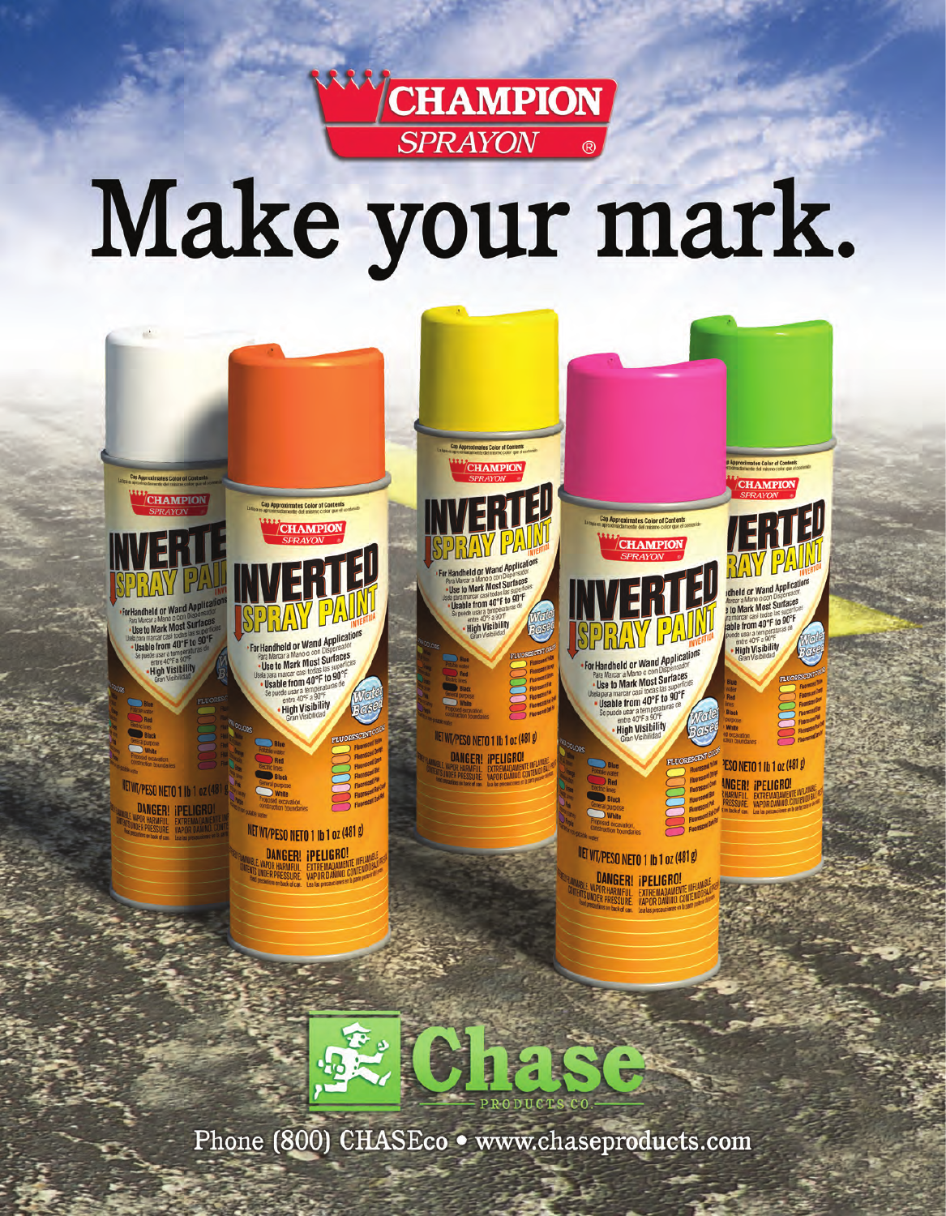# CHAMPION SPRAYON®

# Make your mark.

Chase PRODUCTS CO.

Phone (800) CHASEco • www.chaseproducts.com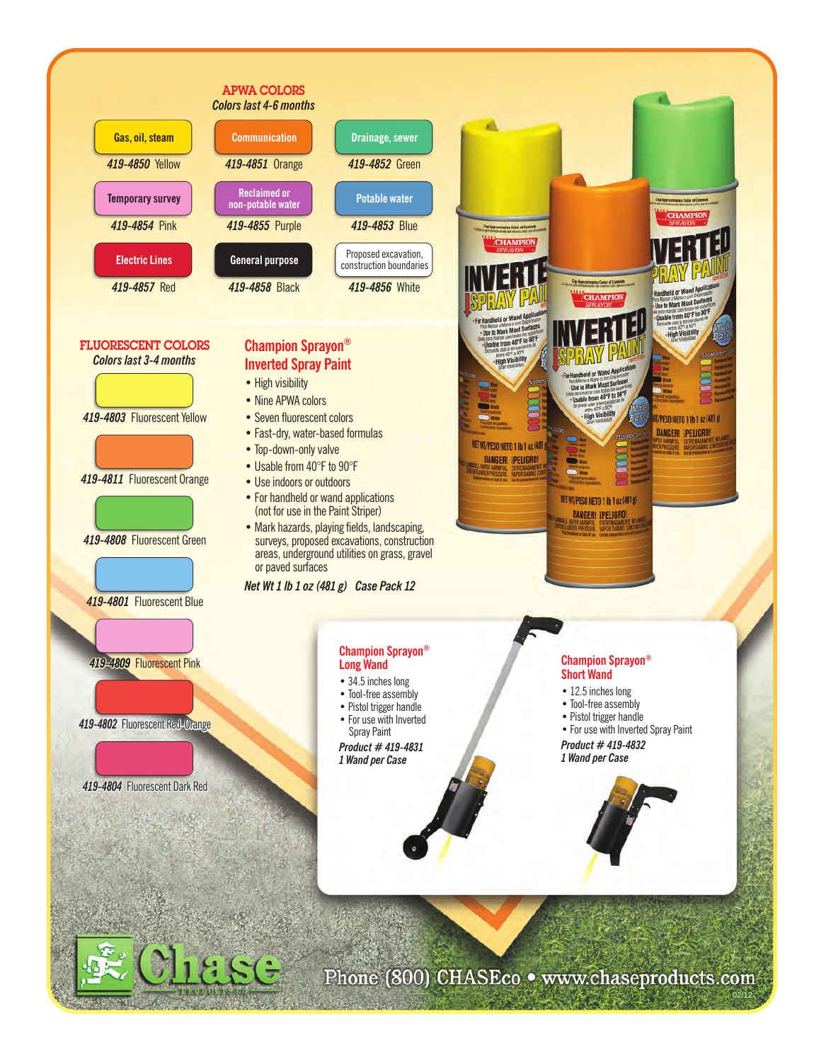## APWA COLORS

*Colors last 4-6 months*

| Use | Product # | Color |
|---|---|---|
| Gas, oil, steam | 419-4850 | Yellow |
| Communication | 419-4851 | Orange |
| Drainage, sewer | 419-4852 | Green |
| Temporary survey | 419-4854 | Pink |
| Reclaimed or non-potable water | 419-4855 | Purple |
| Potable water | 419-4853 | Blue |
| Electric Lines | 419-4857 | Red |
| General purpose | 419-4858 | Black |
| Proposed excavation, construction boundaries | 419-4856 | White |

## FLUORESCENT COLORS

*Colors last 3-4 months*

- **419-4803** Fluorescent Yellow
- **419-4811** Fluorescent Orange
- **419-4808** Fluorescent Green
- **419-4801** Fluorescent Blue
- **419-4809** Fluorescent Pink
- **419-4802** Fluorescent Red-Orange
- **419-4804** Fluorescent Dark Red

## Champion Sprayon® Inverted Spray Paint

- High visibility
- Nine APWA colors
- Seven fluorescent colors
- Fast-dry, water-based formulas
- Top-down-only valve
- Usable from 40°F to 90°F
- Use indoors or outdoors
- For handheld or wand applications (not for use in the Paint Striper)
- Mark hazards, playing fields, landscaping, surveys, proposed excavations, construction areas, underground utilities on grass, gravel or paved surfaces

*Net Wt 1 lb 1 oz (481 g) Case Pack 12*

## Champion Sprayon® Long Wand

- 34.5 inches long
- Tool-free assembly
- Pistol trigger handle
- For use with Inverted Spray Paint

*Product # 419-4831*
*1 Wand per Case*

## Champion Sprayon® Short Wand

- 12.5 inches long
- Tool-free assembly
- Pistol trigger handle
- For use with Inverted Spray Paint

*Product # 419-4832*
*1 Wand per Case*

Chase Products Co.

Phone (800) CHASEco • www.chaseproducts.com

02/12